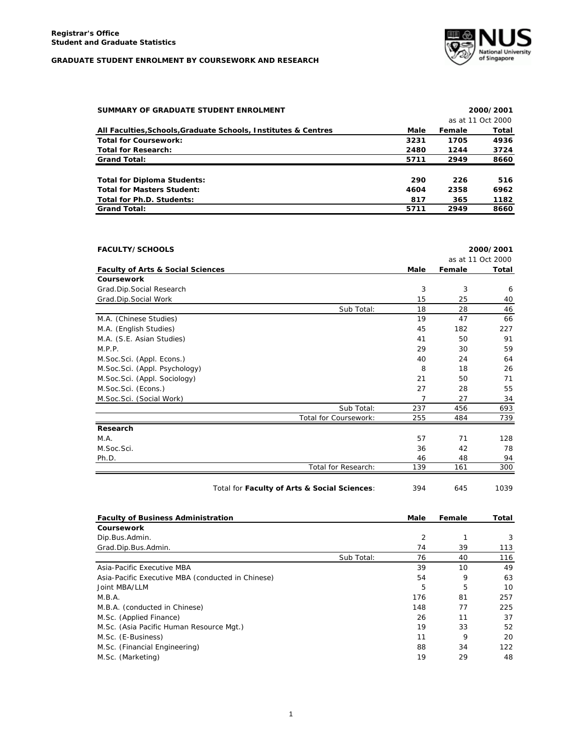**Registrar's Office**
**Student and Graduate Statistics**

**GRADUATE STUDENT ENROLMENT BY COURSEWORK AND RESEARCH**

## SUMMARY OF GRADUATE STUDENT ENROLMENT

2000/2001
as at 11 Oct 2000

| All Faculties,Schools,Graduate Schools, Institutes & Centres | Male | Female | Total |
|---|---|---|---|
| **Total for Coursework:** | 3231 | 1705 | 4936 |
| **Total for Research:** | 2480 | 1244 | 3724 |
| **Grand Total:** | 5711 | 2949 | 8660 |
| | | | |
| **Total for Diploma Students:** | 290 | 226 | 516 |
| **Total for Masters Student:** | 4604 | 2358 | 6962 |
| **Total for Ph.D. Students:** | 817 | 365 | 1182 |
| **Grand Total:** | 5711 | 2949 | 8660 |

## FACULTY/SCHOOLS

2000/2001
as at 11 Oct 2000

| Faculty of Arts & Social Sciences | Male | Female | Total |
|---|---|---|---|
| **Coursework** | | | |
| Grad.Dip.Social Research | 3 | 3 | 6 |
| Grad.Dip.Social Work | 15 | 25 | 40 |
| Sub Total: | 18 | 28 | 46 |
| M.A. (Chinese Studies) | 19 | 47 | 66 |
| M.A. (English Studies) | 45 | 182 | 227 |
| M.A. (S.E. Asian Studies) | 41 | 50 | 91 |
| M.P.P. | 29 | 30 | 59 |
| M.Soc.Sci. (Appl. Econs.) | 40 | 24 | 64 |
| M.Soc.Sci. (Appl. Psychology) | 8 | 18 | 26 |
| M.Soc.Sci. (Appl. Sociology) | 21 | 50 | 71 |
| M.Soc.Sci. (Econs.) | 27 | 28 | 55 |
| M.Soc.Sci. (Social Work) | 7 | 27 | 34 |
| Sub Total: | 237 | 456 | 693 |
| Total for Coursework: | 255 | 484 | 739 |
| **Research** | | | |
| M.A. | 57 | 71 | 128 |
| M.Soc.Sci. | 36 | 42 | 78 |
| Ph.D. | 46 | 48 | 94 |
| Total for Research: | 139 | 161 | 300 |
| | | | |
| Total for **Faculty of Arts & Social Sciences**: | 394 | 645 | 1039 |

| Faculty of Business Administration | Male | Female | Total |
|---|---|---|---|
| **Coursework** | | | |
| Dip.Bus.Admin. | 2 | 1 | 3 |
| Grad.Dip.Bus.Admin. | 74 | 39 | 113 |
| Sub Total: | 76 | 40 | 116 |
| Asia-Pacific Executive MBA | 39 | 10 | 49 |
| Asia-Pacific Executive MBA (conducted in Chinese) | 54 | 9 | 63 |
| Joint MBA/LLM | 5 | 5 | 10 |
| M.B.A. | 176 | 81 | 257 |
| M.B.A. (conducted in Chinese) | 148 | 77 | 225 |
| M.Sc. (Applied Finance) | 26 | 11 | 37 |
| M.Sc. (Asia Pacific Human Resource Mgt.) | 19 | 33 | 52 |
| M.Sc. (E-Business) | 11 | 9 | 20 |
| M.Sc. (Financial Engineering) | 88 | 34 | 122 |
| M.Sc. (Marketing) | 19 | 29 | 48 |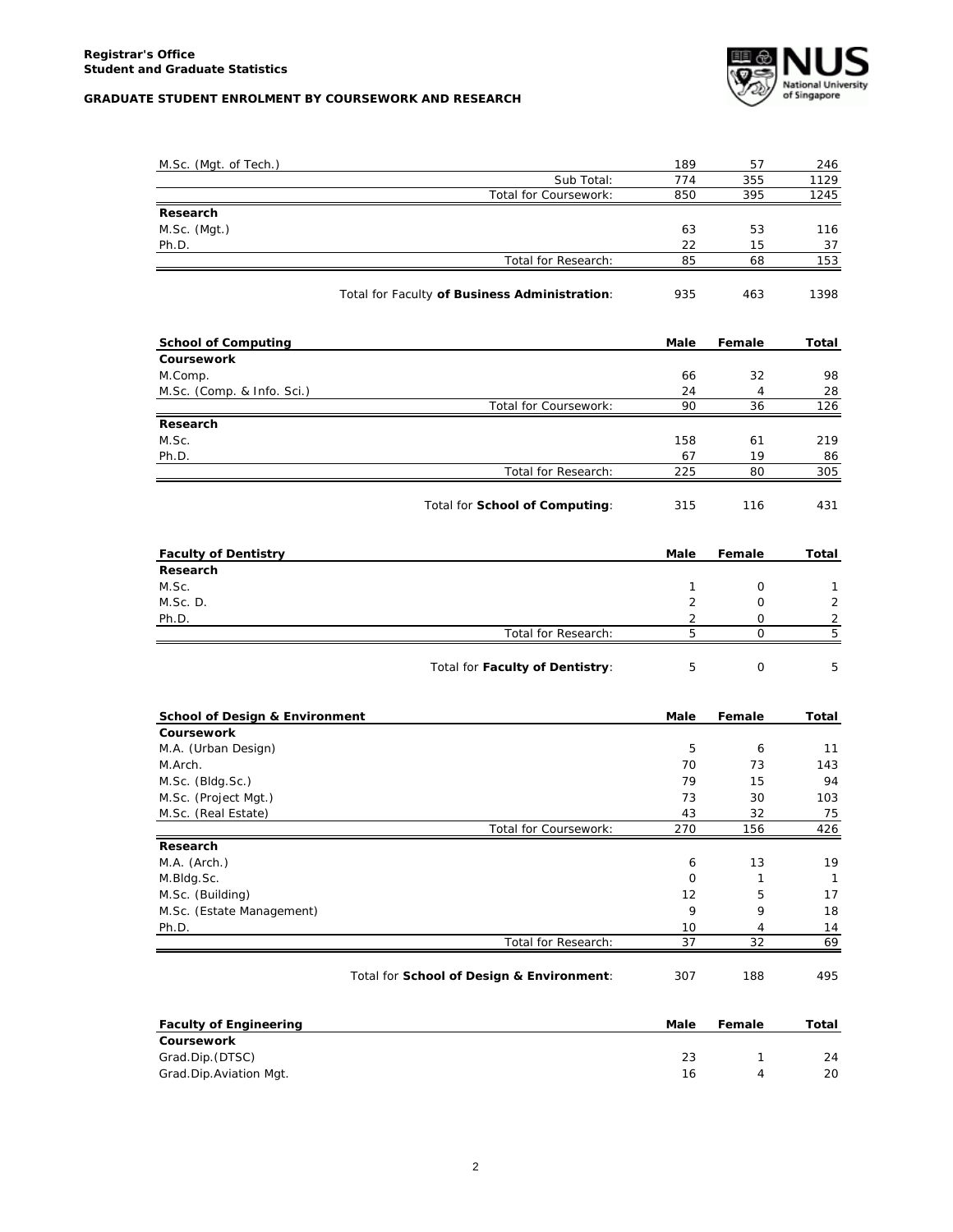| | Male | Female | Total |
|---|---|---|---|
| M.Sc. (Mgt. of Tech.) | 189 | 57 | 246 |
| Sub Total: | 774 | 355 | 1129 |
| Total for Coursework: | 850 | 395 | 1245 |
| **Research** | | | |
| M.Sc. (Mgt.) | 63 | 53 | 116 |
| Ph.D. | 22 | 15 | 37 |
| Total for Research: | 85 | 68 | 153 |
| Total for Faculty **of Business Administration**: | 935 | 463 | 1398 |

| **School of Computing** | **Male** | **Female** | **Total** |
|---|---|---|---|
| **Coursework** | | | |
| M.Comp. | 66 | 32 | 98 |
| M.Sc. (Comp. & Info. Sci.) | 24 | 4 | 28 |
| Total for Coursework: | 90 | 36 | 126 |
| **Research** | | | |
| M.Sc. | 158 | 61 | 219 |
| Ph.D. | 67 | 19 | 86 |
| Total for Research: | 225 | 80 | 305 |
| Total for **School of Computing**: | 315 | 116 | 431 |

| **Faculty of Dentistry** | **Male** | **Female** | **Total** |
|---|---|---|---|
| **Research** | | | |
| M.Sc. | 1 | 0 | 1 |
| M.Sc. D. | 2 | 0 | 2 |
| Ph.D. | 2 | 0 | 2 |
| Total for Research: | 5 | 0 | 5 |
| Total for **Faculty of Dentistry**: | 5 | 0 | 5 |

| **School of Design & Environment** | **Male** | **Female** | **Total** |
|---|---|---|---|
| **Coursework** | | | |
| M.A. (Urban Design) | 5 | 6 | 11 |
| M.Arch. | 70 | 73 | 143 |
| M.Sc. (Bldg.Sc.) | 79 | 15 | 94 |
| M.Sc. (Project Mgt.) | 73 | 30 | 103 |
| M.Sc. (Real Estate) | 43 | 32 | 75 |
| Total for Coursework: | 270 | 156 | 426 |
| **Research** | | | |
| M.A. (Arch.) | 6 | 13 | 19 |
| M.Bldg.Sc. | 0 | 1 | 1 |
| M.Sc. (Building) | 12 | 5 | 17 |
| M.Sc. (Estate Management) | 9 | 9 | 18 |
| Ph.D. | 10 | 4 | 14 |
| Total for Research: | 37 | 32 | 69 |
| Total for **School of Design & Environment**: | 307 | 188 | 495 |

| **Faculty of Engineering** | **Male** | **Female** | **Total** |
|---|---|---|---|
| **Coursework** | | | |
| Grad.Dip.(DTSC) | 23 | 1 | 24 |
| Grad.Dip.Aviation Mgt. | 16 | 4 | 20 |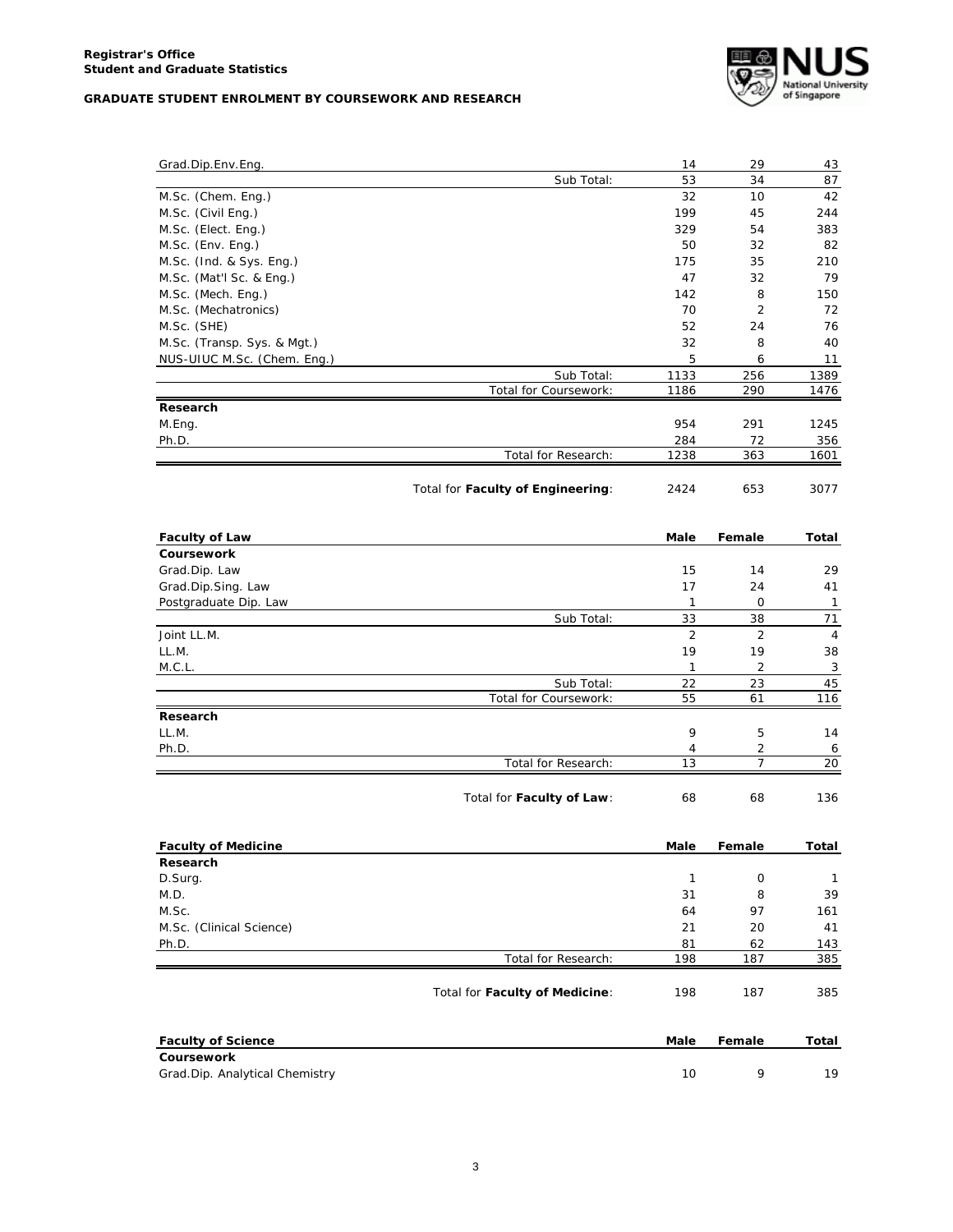**Registrar's Office**
**Student and Graduate Statistics**

**GRADUATE STUDENT ENROLMENT BY COURSEWORK AND RESEARCH**

| | | Male | Female | Total |
|---|---|---|---|---|
| Grad.Dip.Env.Eng. | | 14 | 29 | 43 |
| | Sub Total: | 53 | 34 | 87 |
| M.Sc. (Chem. Eng.) | | 32 | 10 | 42 |
| M.Sc. (Civil Eng.) | | 199 | 45 | 244 |
| M.Sc. (Elect. Eng.) | | 329 | 54 | 383 |
| M.Sc. (Env. Eng.) | | 50 | 32 | 82 |
| M.Sc. (Ind. & Sys. Eng.) | | 175 | 35 | 210 |
| M.Sc. (Mat'l Sc. & Eng.) | | 47 | 32 | 79 |
| M.Sc. (Mech. Eng.) | | 142 | 8 | 150 |
| M.Sc. (Mechatronics) | | 70 | 2 | 72 |
| M.Sc. (SHE) | | 52 | 24 | 76 |
| M.Sc. (Transp. Sys. & Mgt.) | | 32 | 8 | 40 |
| NUS-UIUC M.Sc. (Chem. Eng.) | | 5 | 6 | 11 |
| | Sub Total: | 1133 | 256 | 1389 |
| | Total for Coursework: | 1186 | 290 | 1476 |
| **Research** | | | | |
| M.Eng. | | 954 | 291 | 1245 |
| Ph.D. | | 284 | 72 | 356 |
| | Total for Research: | 1238 | 363 | 1601 |
| | Total for **Faculty of Engineering**: | 2424 | 653 | 3077 |

| **Faculty of Law** | | **Male** | **Female** | **Total** |
|---|---|---|---|---|
| **Coursework** | | | | |
| Grad.Dip. Law | | 15 | 14 | 29 |
| Grad.Dip.Sing. Law | | 17 | 24 | 41 |
| Postgraduate Dip. Law | | 1 | 0 | 1 |
| | Sub Total: | 33 | 38 | 71 |
| Joint LL.M. | | 2 | 2 | 4 |
| LL.M. | | 19 | 19 | 38 |
| M.C.L. | | 1 | 2 | 3 |
| | Sub Total: | 22 | 23 | 45 |
| | Total for Coursework: | 55 | 61 | 116 |
| **Research** | | | | |
| LL.M. | | 9 | 5 | 14 |
| Ph.D. | | 4 | 2 | 6 |
| | Total for Research: | 13 | 7 | 20 |
| | Total for **Faculty of Law**: | 68 | 68 | 136 |

| **Faculty of Medicine** | | **Male** | **Female** | **Total** |
|---|---|---|---|---|
| **Research** | | | | |
| D.Surg. | | 1 | 0 | 1 |
| M.D. | | 31 | 8 | 39 |
| M.Sc. | | 64 | 97 | 161 |
| M.Sc. (Clinical Science) | | 21 | 20 | 41 |
| Ph.D. | | 81 | 62 | 143 |
| | Total for Research: | 198 | 187 | 385 |
| | Total for **Faculty of Medicine**: | 198 | 187 | 385 |

| **Faculty of Science** | | **Male** | **Female** | **Total** |
|---|---|---|---|---|
| **Coursework** | | | | |
| Grad.Dip. Analytical Chemistry | | 10 | 9 | 19 |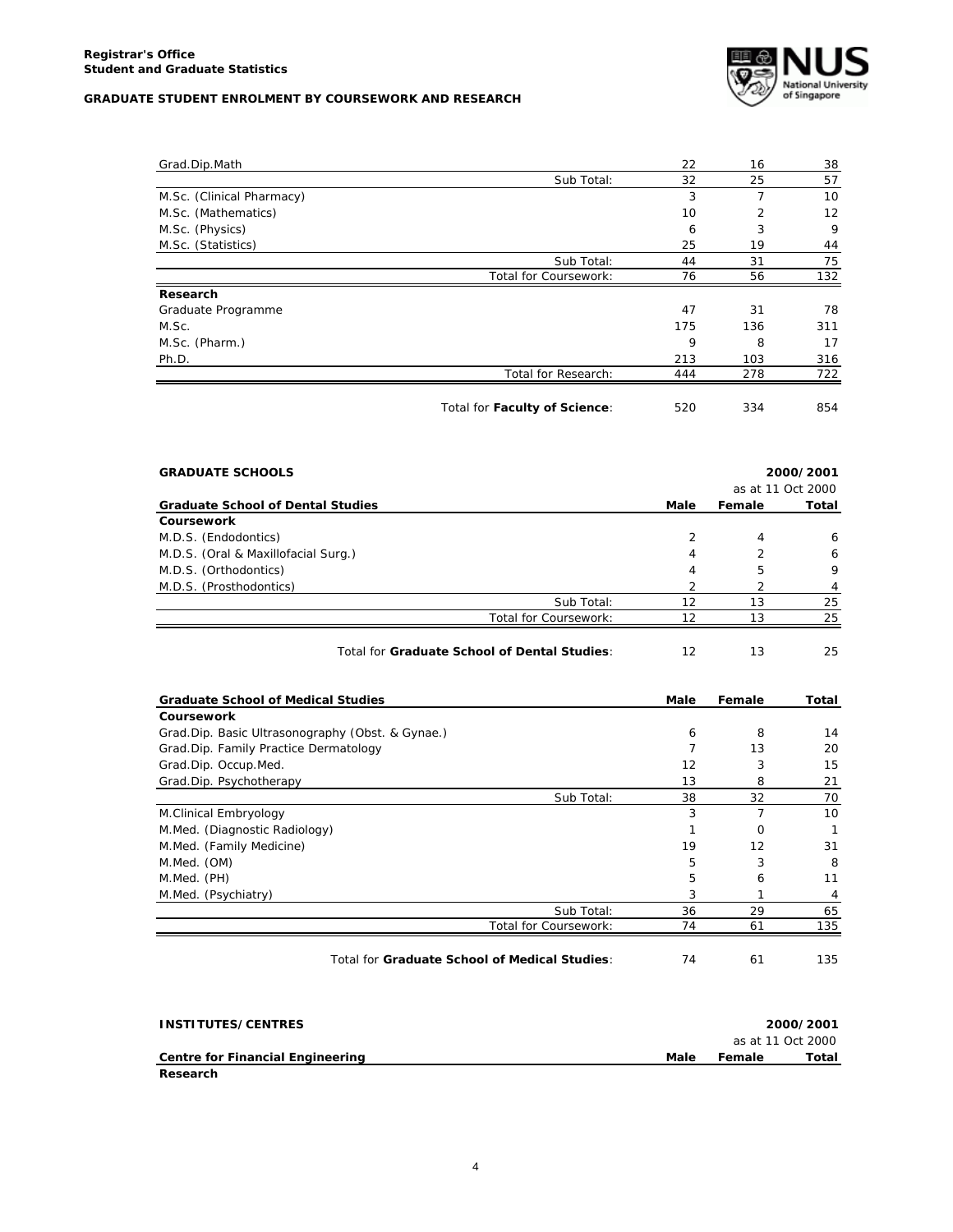| | Male | Female | Total |
|---|---|---|---|
| Grad.Dip.Math | 22 | 16 | 38 |
| Sub Total: | 32 | 25 | 57 |
| M.Sc. (Clinical Pharmacy) | 3 | 7 | 10 |
| M.Sc. (Mathematics) | 10 | 2 | 12 |
| M.Sc. (Physics) | 6 | 3 | 9 |
| M.Sc. (Statistics) | 25 | 19 | 44 |
| Sub Total: | 44 | 31 | 75 |
| Total for Coursework: | 76 | 56 | 132 |
| **Research** | | | |
| Graduate Programme | 47 | 31 | 78 |
| M.Sc. | 175 | 136 | 311 |
| M.Sc. (Pharm.) | 9 | 8 | 17 |
| Ph.D. | 213 | 103 | 316 |
| Total for Research: | 444 | 278 | 722 |
| Total for **Faculty of Science**: | 520 | 334 | 854 |

## GRADUATE SCHOOLS

2000/2001

as at 11 Oct 2000

| Graduate School of Dental Studies | Male | Female | Total |
|---|---|---|---|
| **Coursework** | | | |
| M.D.S. (Endodontics) | 2 | 4 | 6 |
| M.D.S. (Oral & Maxillofacial Surg.) | 4 | 2 | 6 |
| M.D.S. (Orthodontics) | 4 | 5 | 9 |
| M.D.S. (Prosthodontics) | 2 | 2 | 4 |
| Sub Total: | 12 | 13 | 25 |
| Total for Coursework: | 12 | 13 | 25 |
| Total for **Graduate School of Dental Studies**: | 12 | 13 | 25 |

| Graduate School of Medical Studies | Male | Female | Total |
|---|---|---|---|
| **Coursework** | | | |
| Grad.Dip. Basic Ultrasonography (Obst. & Gynae.) | 6 | 8 | 14 |
| Grad.Dip. Family Practice Dermatology | 7 | 13 | 20 |
| Grad.Dip. Occup.Med. | 12 | 3 | 15 |
| Grad.Dip. Psychotherapy | 13 | 8 | 21 |
| Sub Total: | 38 | 32 | 70 |
| M.Clinical Embryology | 3 | 7 | 10 |
| M.Med. (Diagnostic Radiology) | 1 | 0 | 1 |
| M.Med. (Family Medicine) | 19 | 12 | 31 |
| M.Med. (OM) | 5 | 3 | 8 |
| M.Med. (PH) | 5 | 6 | 11 |
| M.Med. (Psychiatry) | 3 | 1 | 4 |
| Sub Total: | 36 | 29 | 65 |
| Total for Coursework: | 74 | 61 | 135 |
| Total for **Graduate School of Medical Studies**: | 74 | 61 | 135 |

## INSTITUTES/CENTRES

2000/2001

as at 11 Oct 2000

| Centre for Financial Engineering | Male | Female | Total |
|---|---|---|---|
| **Research** | | | |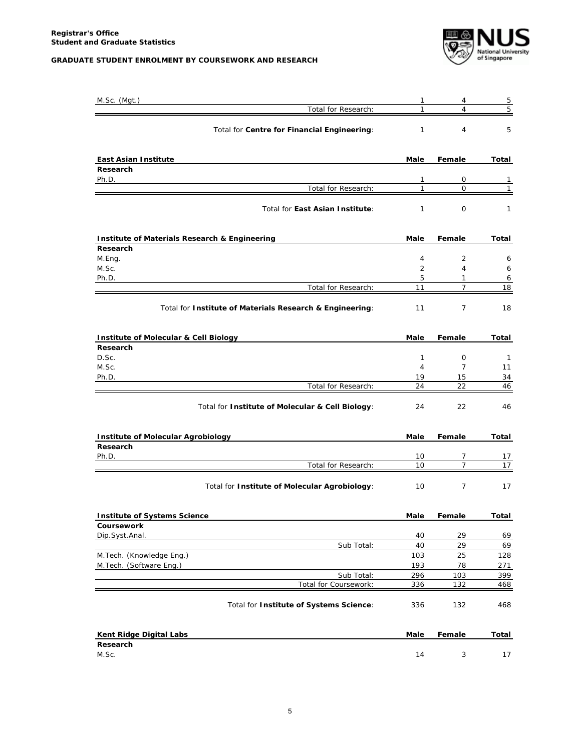| | Male | Female | Total |
|---|---|---|---|
| M.Sc. (Mgt.) | 1 | 4 | 5 |
| Total for Research: | 1 | 4 | 5 |
| Total for **Centre for Financial Engineering**: | 1 | 4 | 5 |

| **East Asian Institute** | **Male** | **Female** | **Total** |
|---|---|---|---|
| **Research** | | | |
| Ph.D. | 1 | 0 | 1 |
| Total for Research: | 1 | 0 | 1 |
| Total for **East Asian Institute**: | 1 | 0 | 1 |

| **Institute of Materials Research & Engineering** | **Male** | **Female** | **Total** |
|---|---|---|---|
| **Research** | | | |
| M.Eng. | 4 | 2 | 6 |
| M.Sc. | 2 | 4 | 6 |
| Ph.D. | 5 | 1 | 6 |
| Total for Research: | 11 | 7 | 18 |
| Total for **Institute of Materials Research & Engineering**: | 11 | 7 | 18 |

| **Institute of Molecular & Cell Biology** | **Male** | **Female** | **Total** |
|---|---|---|---|
| **Research** | | | |
| D.Sc. | 1 | 0 | 1 |
| M.Sc. | 4 | 7 | 11 |
| Ph.D. | 19 | 15 | 34 |
| Total for Research: | 24 | 22 | 46 |
| Total for **Institute of Molecular & Cell Biology**: | 24 | 22 | 46 |

| **Institute of Molecular Agrobiology** | **Male** | **Female** | **Total** |
|---|---|---|---|
| **Research** | | | |
| Ph.D. | 10 | 7 | 17 |
| Total for Research: | 10 | 7 | 17 |
| Total for **Institute of Molecular Agrobiology**: | 10 | 7 | 17 |

| **Institute of Systems Science** | **Male** | **Female** | **Total** |
|---|---|---|---|
| **Coursework** | | | |
| Dip.Syst.Anal. | 40 | 29 | 69 |
| Sub Total: | 40 | 29 | 69 |
| M.Tech. (Knowledge Eng.) | 103 | 25 | 128 |
| M.Tech. (Software Eng.) | 193 | 78 | 271 |
| Sub Total: | 296 | 103 | 399 |
| Total for Coursework: | 336 | 132 | 468 |
| Total for **Institute of Systems Science**: | 336 | 132 | 468 |

| **Kent Ridge Digital Labs** | **Male** | **Female** | **Total** |
|---|---|---|---|
| **Research** | | | |
| M.Sc. | 14 | 3 | 17 |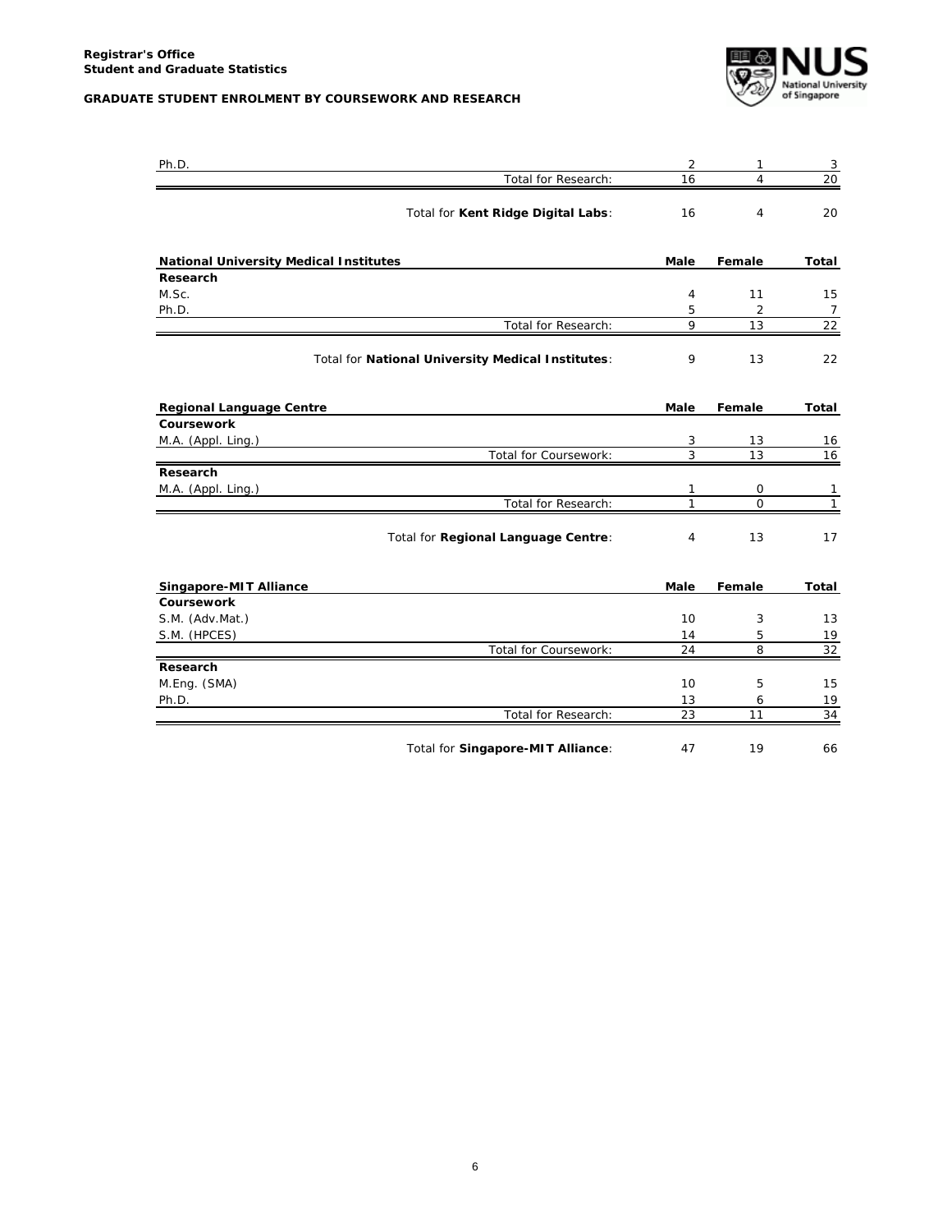**Registrar's Office**
**Student and Graduate Statistics**

**GRADUATE STUDENT ENROLMENT BY COURSEWORK AND RESEARCH**

| | | | |
|---|---|---|---|
| Ph.D. | 2 | 1 | 3 |
| Total for Research: | 16 | 4 | 20 |
| Total for **Kent Ridge Digital Labs**: | 16 | 4 | 20 |

| **National University Medical Institutes** | **Male** | **Female** | **Total** |
|---|---|---|---|
| **Research** | | | |
| M.Sc. | 4 | 11 | 15 |
| Ph.D. | 5 | 2 | 7 |
| Total for Research: | 9 | 13 | 22 |
| Total for **National University Medical Institutes**: | 9 | 13 | 22 |

| **Regional Language Centre** | **Male** | **Female** | **Total** |
|---|---|---|---|
| **Coursework** | | | |
| M.A. (Appl. Ling.) | 3 | 13 | 16 |
| Total for Coursework: | 3 | 13 | 16 |
| **Research** | | | |
| M.A. (Appl. Ling.) | 1 | 0 | 1 |
| Total for Research: | 1 | 0 | 1 |
| Total for **Regional Language Centre**: | 4 | 13 | 17 |

| **Singapore-MIT Alliance** | **Male** | **Female** | **Total** |
|---|---|---|---|
| **Coursework** | | | |
| S.M. (Adv.Mat.) | 10 | 3 | 13 |
| S.M. (HPCES) | 14 | 5 | 19 |
| Total for Coursework: | 24 | 8 | 32 |
| **Research** | | | |
| M.Eng. (SMA) | 10 | 5 | 15 |
| Ph.D. | 13 | 6 | 19 |
| Total for Research: | 23 | 11 | 34 |
| Total for **Singapore-MIT Alliance**: | 47 | 19 | 66 |